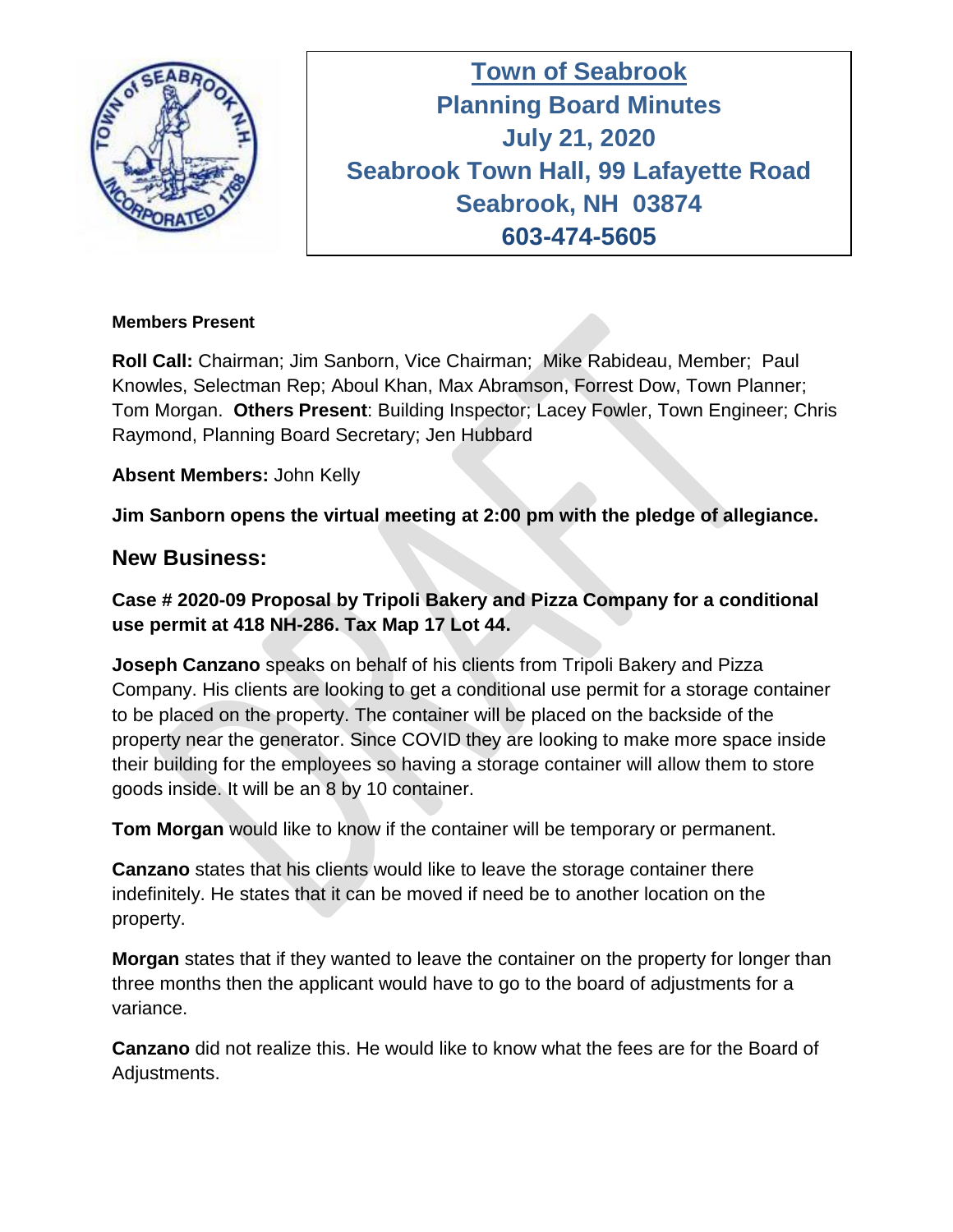# Town of Seabrook
## Planning Board Minutes
## July 21, 2020
## Seabrook Town Hall, 99 Lafayette Road
## Seabrook, NH 03874
## 603-474-5605

**Members Present**

**Roll Call:** Chairman; Jim Sanborn, Vice Chairman; Mike Rabideau, Member; Paul Knowles, Selectman Rep; Aboul Khan, Max Abramson, Forrest Dow, Town Planner; Tom Morgan. **Others Present**: Building Inspector; Lacey Fowler, Town Engineer; Chris Raymond, Planning Board Secretary; Jen Hubbard

**Absent Members:** John Kelly

**Jim Sanborn opens the virtual meeting at 2:00 pm with the pledge of allegiance.**

## New Business:

**Case # 2020-09 Proposal by Tripoli Bakery and Pizza Company for a conditional use permit at 418 NH-286. Tax Map 17 Lot 44.**

**Joseph Canzano** speaks on behalf of his clients from Tripoli Bakery and Pizza Company. His clients are looking to get a conditional use permit for a storage container to be placed on the property. The container will be placed on the backside of the property near the generator. Since COVID they are looking to make more space inside their building for the employees so having a storage container will allow them to store goods inside. It will be an 8 by 10 container.

**Tom Morgan** would like to know if the container will be temporary or permanent.

**Canzano** states that his clients would like to leave the storage container there indefinitely. He states that it can be moved if need be to another location on the property.

**Morgan** states that if they wanted to leave the container on the property for longer than three months then the applicant would have to go to the board of adjustments for a variance.

**Canzano** did not realize this. He would like to know what the fees are for the Board of Adjustments.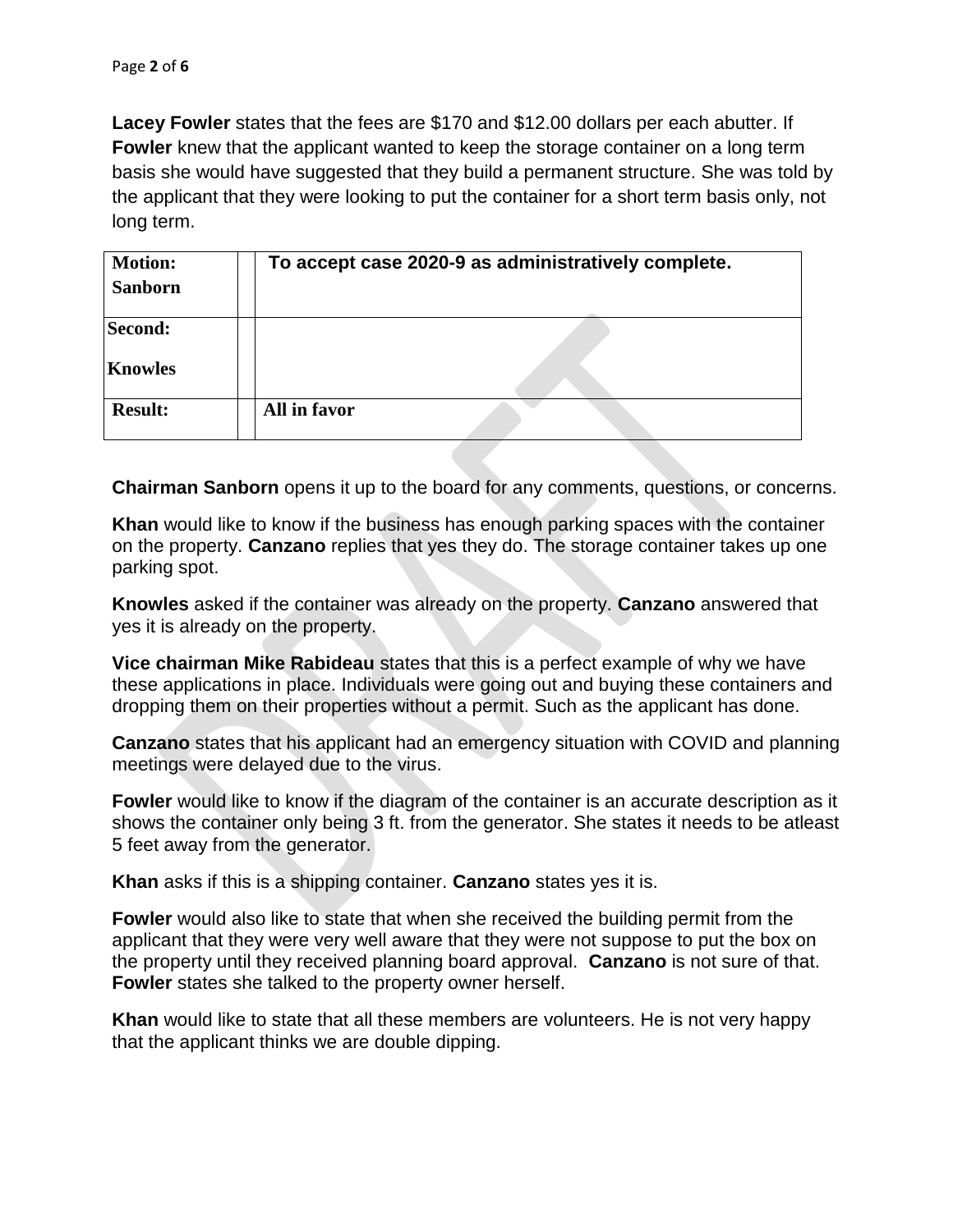**Lacey Fowler** states that the fees are $170 and $12.00 dollars per each abutter. If **Fowler** knew that the applicant wanted to keep the storage container on a long term basis she would have suggested that they build a permanent structure. She was told by the applicant that they were looking to put the container for a short term basis only, not long term.

| | | |
|---|---|---|
| **Motion: Sanborn** | | **To accept case 2020-9 as administratively complete.** |
| **Second: Knowles** | | |
| **Result:** | | **All in favor** |

**Chairman Sanborn** opens it up to the board for any comments, questions, or concerns.

**Khan** would like to know if the business has enough parking spaces with the container on the property. **Canzano** replies that yes they do. The storage container takes up one parking spot.

**Knowles** asked if the container was already on the property. **Canzano** answered that yes it is already on the property.

**Vice chairman Mike Rabideau** states that this is a perfect example of why we have these applications in place. Individuals were going out and buying these containers and dropping them on their properties without a permit. Such as the applicant has done.

**Canzano** states that his applicant had an emergency situation with COVID and planning meetings were delayed due to the virus.

**Fowler** would like to know if the diagram of the container is an accurate description as it shows the container only being 3 ft. from the generator. She states it needs to be atleast 5 feet away from the generator.

**Khan** asks if this is a shipping container. **Canzano** states yes it is.

**Fowler** would also like to state that when she received the building permit from the applicant that they were very well aware that they were not suppose to put the box on the property until they received planning board approval. **Canzano** is not sure of that. **Fowler** states she talked to the property owner herself.

**Khan** would like to state that all these members are volunteers. He is not very happy that the applicant thinks we are double dipping.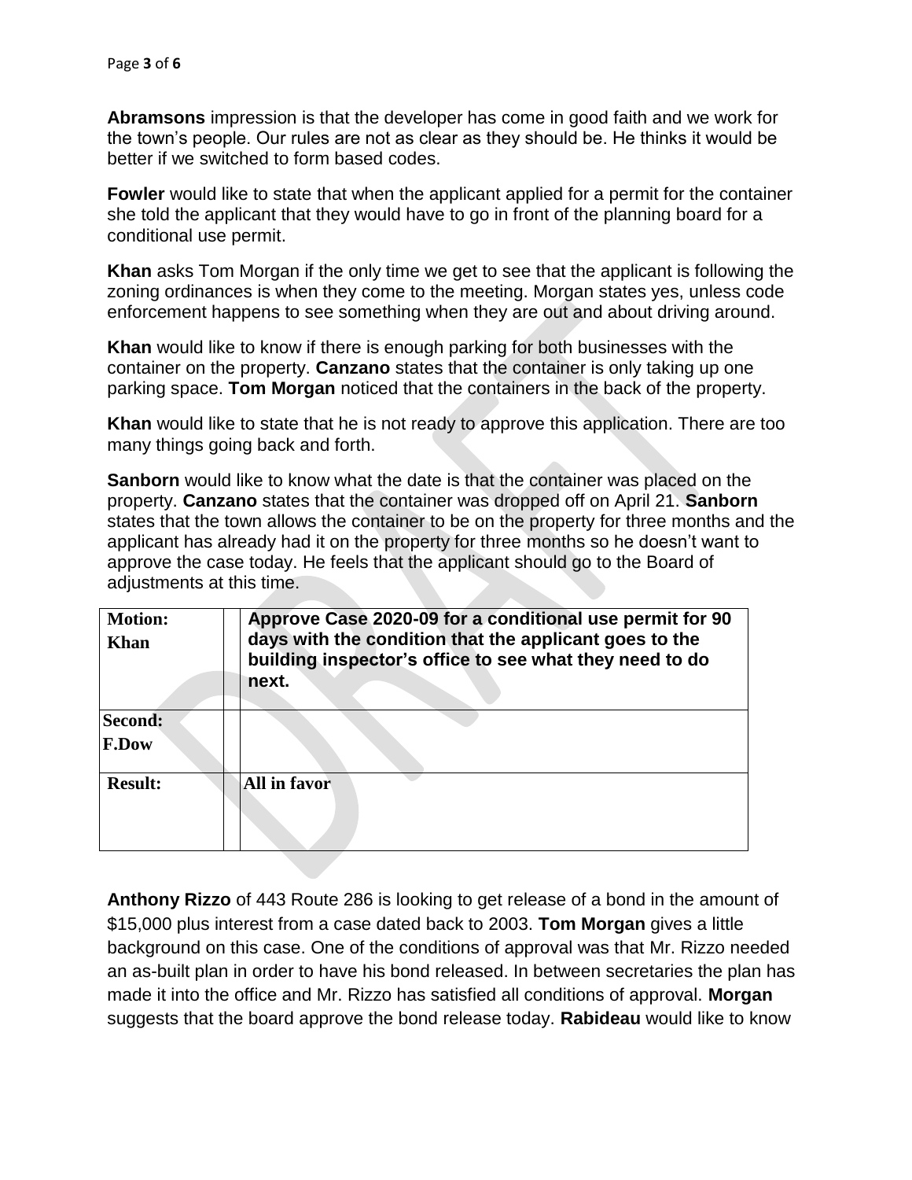**Abramsons** impression is that the developer has come in good faith and we work for the town's people. Our rules are not as clear as they should be. He thinks it would be better if we switched to form based codes.

**Fowler** would like to state that when the applicant applied for a permit for the container she told the applicant that they would have to go in front of the planning board for a conditional use permit.

**Khan** asks Tom Morgan if the only time we get to see that the applicant is following the zoning ordinances is when they come to the meeting. Morgan states yes, unless code enforcement happens to see something when they are out and about driving around.

**Khan** would like to know if there is enough parking for both businesses with the container on the property. **Canzano** states that the container is only taking up one parking space. **Tom Morgan** noticed that the containers in the back of the property.

**Khan** would like to state that he is not ready to approve this application. There are too many things going back and forth.

**Sanborn** would like to know what the date is that the container was placed on the property. **Canzano** states that the container was dropped off on April 21. **Sanborn** states that the town allows the container to be on the property for three months and the applicant has already had it on the property for three months so he doesn't want to approve the case today. He feels that the applicant should go to the Board of adjustments at this time.

| | | |
|---|---|---|
| **Motion: Khan** | | **Approve Case 2020-09 for a conditional use permit for 90 days with the condition that the applicant goes to the building inspector's office to see what they need to do next.** |
| **Second: F.Dow** | | |
| **Result:** | | **All in favor** |

**Anthony Rizzo** of 443 Route 286 is looking to get release of a bond in the amount of $15,000 plus interest from a case dated back to 2003. **Tom Morgan** gives a little background on this case. One of the conditions of approval was that Mr. Rizzo needed an as-built plan in order to have his bond released. In between secretaries the plan has made it into the office and Mr. Rizzo has satisfied all conditions of approval. **Morgan** suggests that the board approve the bond release today. **Rabideau** would like to know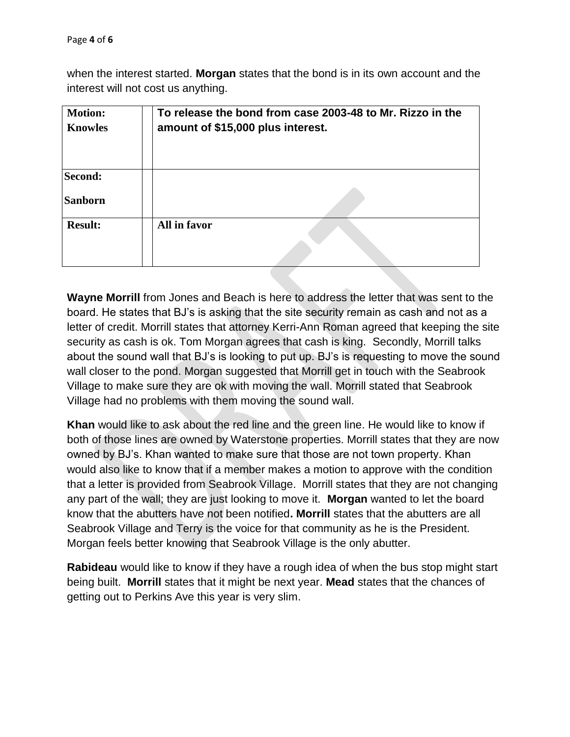when the interest started. **Morgan** states that the bond is in its own account and the interest will not cost us anything.

| **Motion:** **Knowles** | | **To release the bond from case 2003-48 to Mr. Rizzo in the amount of $15,000 plus interest.** |
|---|---|---|
| **Second:** **Sanborn** | | |
| **Result:** | | **All in favor** |

**Wayne Morrill** from Jones and Beach is here to address the letter that was sent to the board. He states that BJ's is asking that the site security remain as cash and not as a letter of credit. Morrill states that attorney Kerri-Ann Roman agreed that keeping the site security as cash is ok. Tom Morgan agrees that cash is king. Secondly, Morrill talks about the sound wall that BJ's is looking to put up. BJ's is requesting to move the sound wall closer to the pond. Morgan suggested that Morrill get in touch with the Seabrook Village to make sure they are ok with moving the wall. Morrill stated that Seabrook Village had no problems with them moving the sound wall.

**Khan** would like to ask about the red line and the green line. He would like to know if both of those lines are owned by Waterstone properties. Morrill states that they are now owned by BJ's. Khan wanted to make sure that those are not town property. Khan would also like to know that if a member makes a motion to approve with the condition that a letter is provided from Seabrook Village. Morrill states that they are not changing any part of the wall; they are just looking to move it. **Morgan** wanted to let the board know that the abutters have not been notified**. Morrill** states that the abutters are all Seabrook Village and Terry is the voice for that community as he is the President. Morgan feels better knowing that Seabrook Village is the only abutter.

**Rabideau** would like to know if they have a rough idea of when the bus stop might start being built. **Morrill** states that it might be next year. **Mead** states that the chances of getting out to Perkins Ave this year is very slim.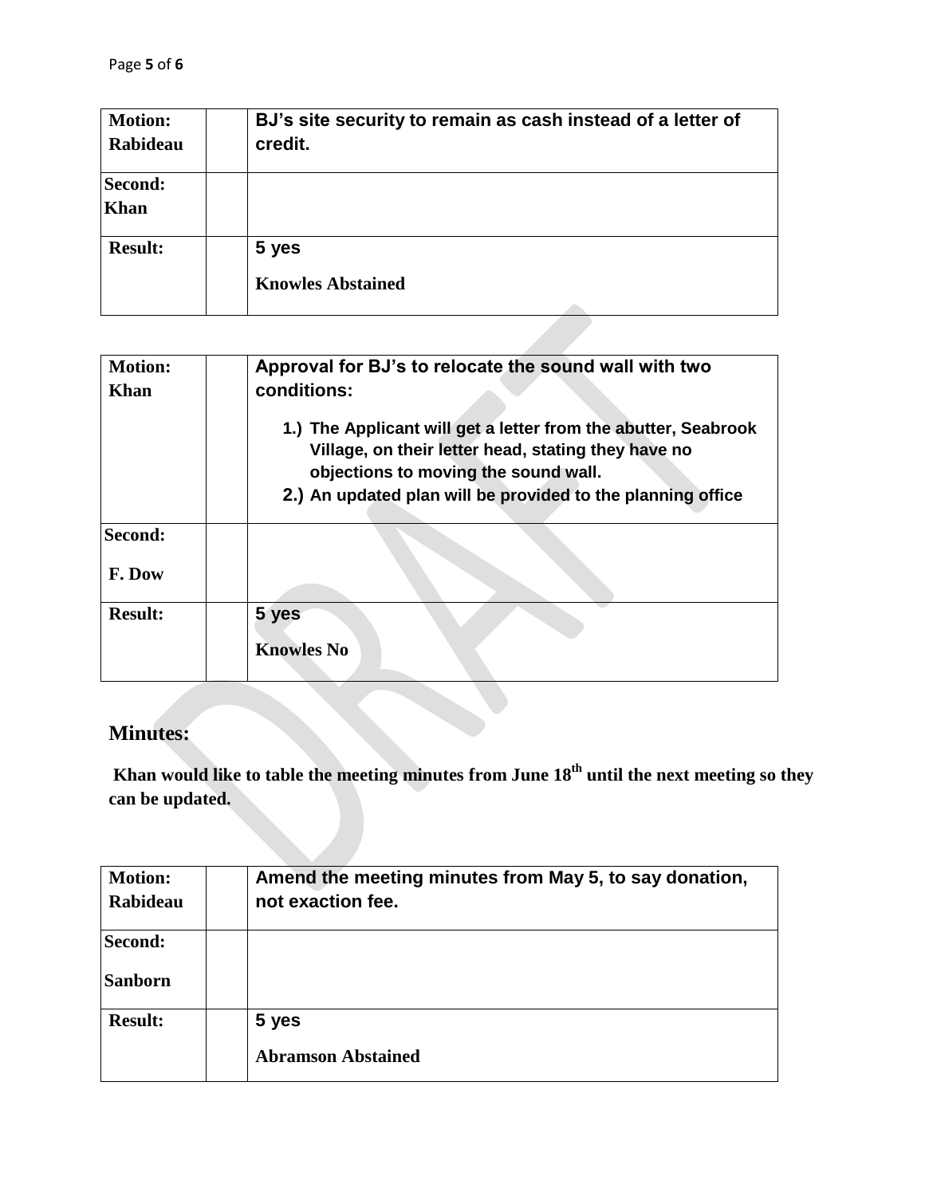| | | |
|---|---|---|
| **Motion: Rabideau** | | **BJ's site security to remain as cash instead of a letter of credit.** |
| **Second: Khan** | | |
| **Result:** | | **5 yes**<br><br>**Knowles Abstained** |

| | | |
|---|---|---|
| **Motion: Khan** | | **Approval for BJ's to relocate the sound wall with two conditions:**<br><br>**1.) The Applicant will get a letter from the abutter, Seabrook Village, on their letter head, stating they have no objections to moving the sound wall.**<br>**2.) An updated plan will be provided to the planning office** |
| **Second:**<br><br>**F. Dow** | | |
| **Result:** | | **5 yes**<br><br>**Knowles No** |

## Minutes:

**Khan would like to table the meeting minutes from June 18th until the next meeting so they can be updated.**

| | | |
|---|---|---|
| **Motion: Rabideau** | | **Amend the meeting minutes from May 5, to say donation, not exaction fee.** |
| **Second:**<br><br>**Sanborn** | | |
| **Result:** | | **5 yes**<br><br>**Abramson Abstained** |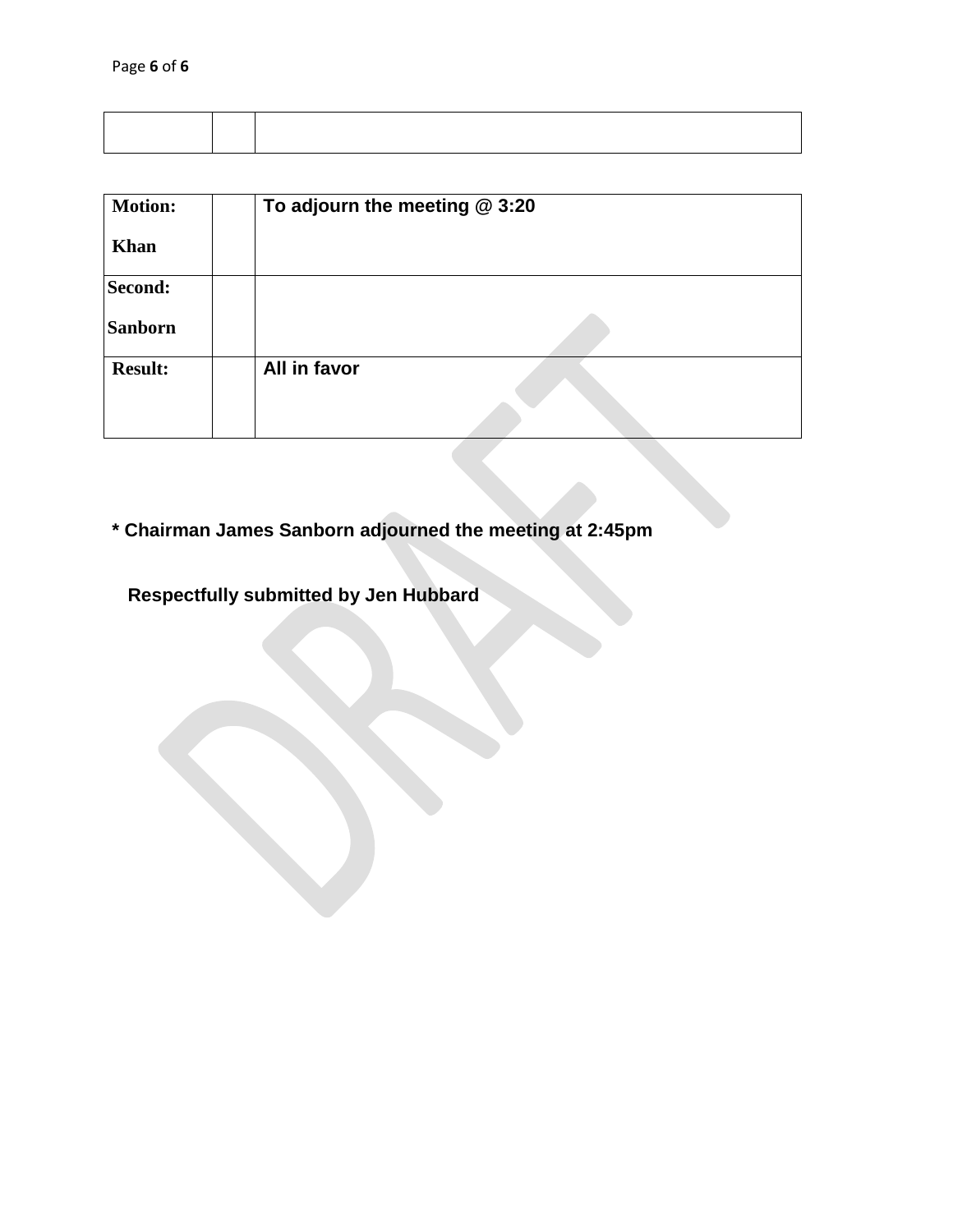| | | |
|---|---|---|
| | | |

| | | |
|---|---|---|
| **Motion:**<br><br>**Khan** | | **To adjourn the meeting @ 3:20** |
| **Second:**<br><br>**Sanborn** | | |
| **Result:** | | **All in favor** |

**\* Chairman James Sanborn adjourned the meeting at 2:45pm**

**Respectfully submitted by Jen Hubbard**